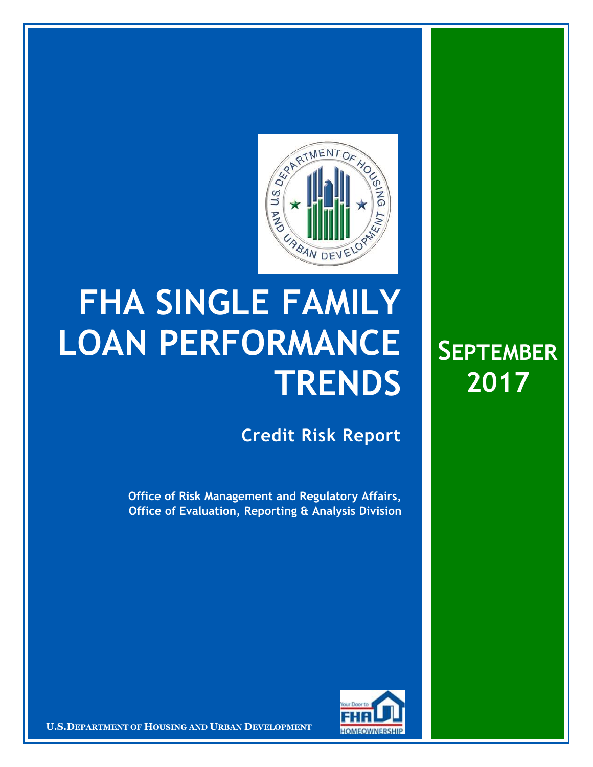# FHA SINGLE FAMILY LOAN PERFORMANCE TRENDS

## SEPTEMBER 2017

### Credit Risk Report

**Office of Risk Management and Regulatory Affairs, Office of Evaluation, Reporting & Analysis Division**

**U.S. DEPARTMENT OF HOUSING AND URBAN DEVELOPMENT**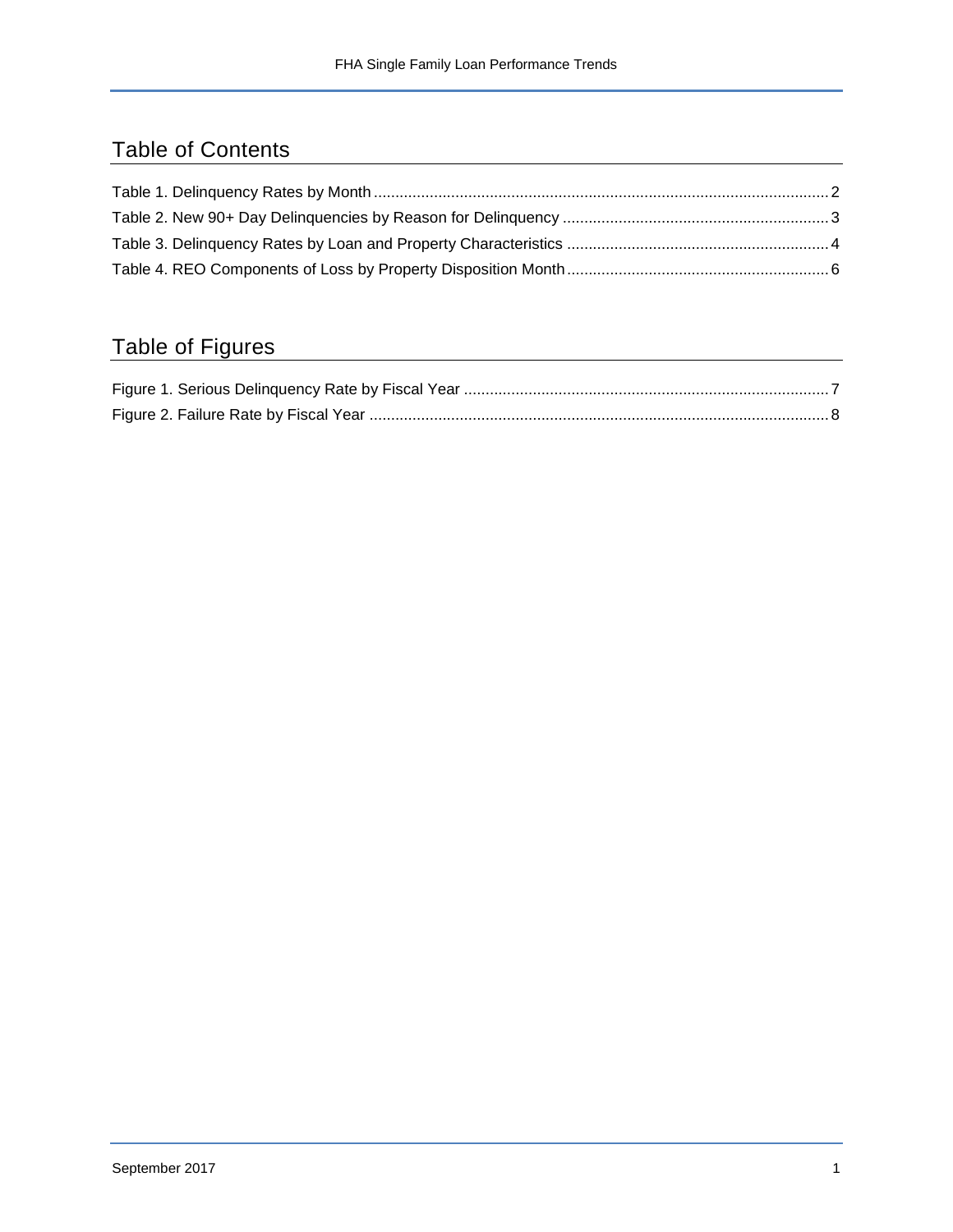## Table of Contents

Table 1. Delinquency Rates by Month ........................................................................................................ 2
Table 2. New 90+ Day Delinquencies by Reason for Delinquency ............................................................ 3
Table 3. Delinquency Rates by Loan and Property Characteristics ........................................................... 4
Table 4. REO Components of Loss by Property Disposition Month ........................................................... 6

## Table of Figures

Figure 1. Serious Delinquency Rate by Fiscal Year .................................................................................... 7
Figure 2. Failure Rate by Fiscal Year ......................................................................................................... 8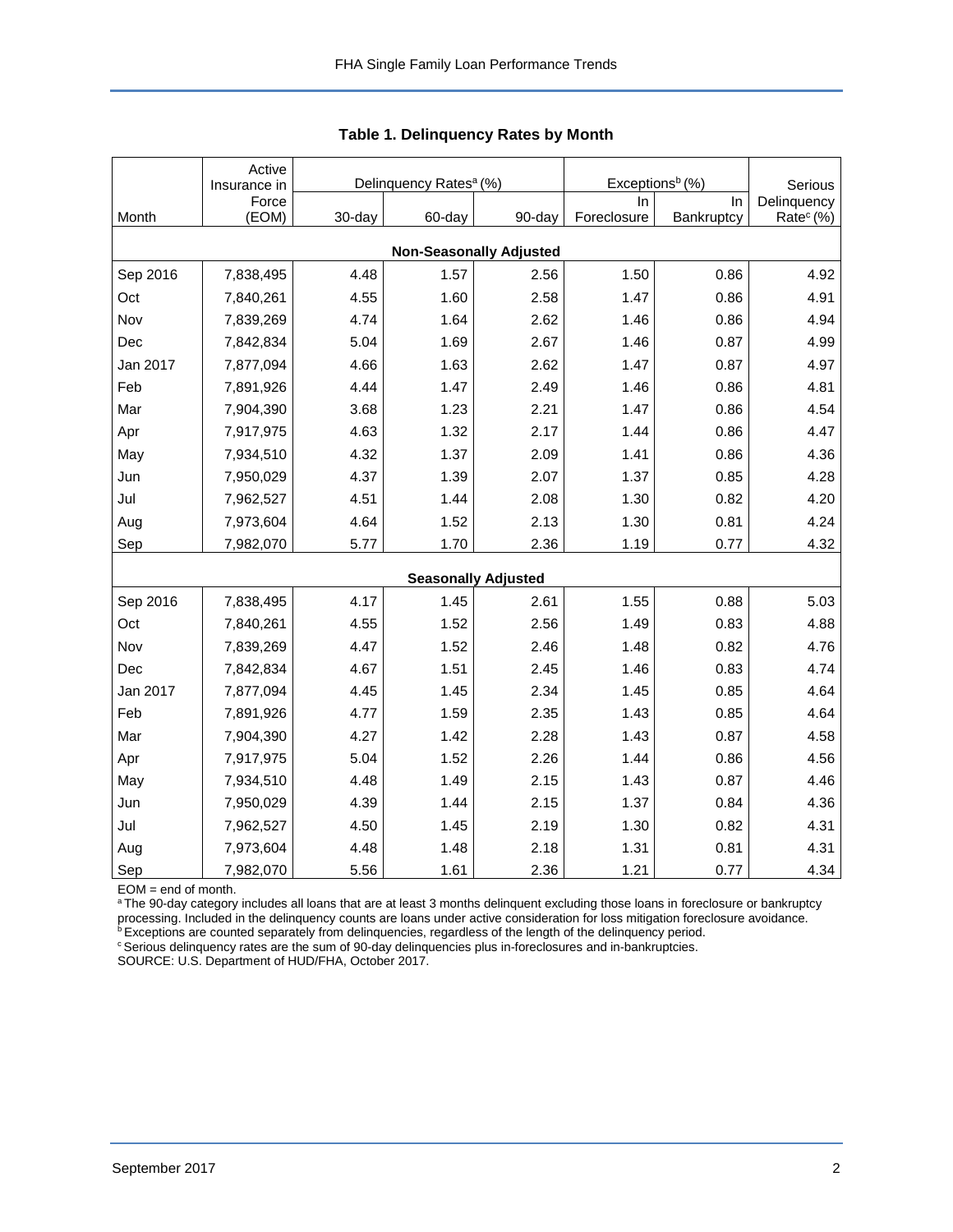## Table 1. Delinquency Rates by Month

| Month | Active Insurance in Force (EOM) | Delinquency Rates[a] (%) | | | Exceptions[b] (%) | | Serious Delinquency Rate[c] (%) |
|---|---|---|---|---|---|---|---|
| | | 30-day | 60-day | 90-day | In Foreclosure | In Bankruptcy | |
| **Non-Seasonally Adjusted** | | | | | | | |
| Sep 2016 | 7,838,495 | 4.48 | 1.57 | 2.56 | 1.50 | 0.86 | 4.92 |
| Oct | 7,840,261 | 4.55 | 1.60 | 2.58 | 1.47 | 0.86 | 4.91 |
| Nov | 7,839,269 | 4.74 | 1.64 | 2.62 | 1.46 | 0.86 | 4.94 |
| Dec | 7,842,834 | 5.04 | 1.69 | 2.67 | 1.46 | 0.87 | 4.99 |
| Jan 2017 | 7,877,094 | 4.66 | 1.63 | 2.62 | 1.47 | 0.87 | 4.97 |
| Feb | 7,891,926 | 4.44 | 1.47 | 2.49 | 1.46 | 0.86 | 4.81 |
| Mar | 7,904,390 | 3.68 | 1.23 | 2.21 | 1.47 | 0.86 | 4.54 |
| Apr | 7,917,975 | 4.63 | 1.32 | 2.17 | 1.44 | 0.86 | 4.47 |
| May | 7,934,510 | 4.32 | 1.37 | 2.09 | 1.41 | 0.86 | 4.36 |
| Jun | 7,950,029 | 4.37 | 1.39 | 2.07 | 1.37 | 0.85 | 4.28 |
| Jul | 7,962,527 | 4.51 | 1.44 | 2.08 | 1.30 | 0.82 | 4.20 |
| Aug | 7,973,604 | 4.64 | 1.52 | 2.13 | 1.30 | 0.81 | 4.24 |
| Sep | 7,982,070 | 5.77 | 1.70 | 2.36 | 1.19 | 0.77 | 4.32 |
| **Seasonally Adjusted** | | | | | | | |
| Sep 2016 | 7,838,495 | 4.17 | 1.45 | 2.61 | 1.55 | 0.88 | 5.03 |
| Oct | 7,840,261 | 4.55 | 1.52 | 2.56 | 1.49 | 0.83 | 4.88 |
| Nov | 7,839,269 | 4.47 | 1.52 | 2.46 | 1.48 | 0.82 | 4.76 |
| Dec | 7,842,834 | 4.67 | 1.51 | 2.45 | 1.46 | 0.83 | 4.74 |
| Jan 2017 | 7,877,094 | 4.45 | 1.45 | 2.34 | 1.45 | 0.85 | 4.64 |
| Feb | 7,891,926 | 4.77 | 1.59 | 2.35 | 1.43 | 0.85 | 4.64 |
| Mar | 7,904,390 | 4.27 | 1.42 | 2.28 | 1.43 | 0.87 | 4.58 |
| Apr | 7,917,975 | 5.04 | 1.52 | 2.26 | 1.44 | 0.86 | 4.56 |
| May | 7,934,510 | 4.48 | 1.49 | 2.15 | 1.43 | 0.87 | 4.46 |
| Jun | 7,950,029 | 4.39 | 1.44 | 2.15 | 1.37 | 0.84 | 4.36 |
| Jul | 7,962,527 | 4.50 | 1.45 | 2.19 | 1.30 | 0.82 | 4.31 |
| Aug | 7,973,604 | 4.48 | 1.48 | 2.18 | 1.31 | 0.81 | 4.31 |
| Sep | 7,982,070 | 5.56 | 1.61 | 2.36 | 1.21 | 0.77 | 4.34 |

EOM = end of month.

[a] The 90-day category includes all loans that are at least 3 months delinquent excluding those loans in foreclosure or bankruptcy processing. Included in the delinquency counts are loans under active consideration for loss mitigation foreclosure avoidance.

[b] Exceptions are counted separately from delinquencies, regardless of the length of the delinquency period.

[c] Serious delinquency rates are the sum of 90-day delinquencies plus in-foreclosures and in-bankruptcies.

SOURCE: U.S. Department of HUD/FHA, October 2017.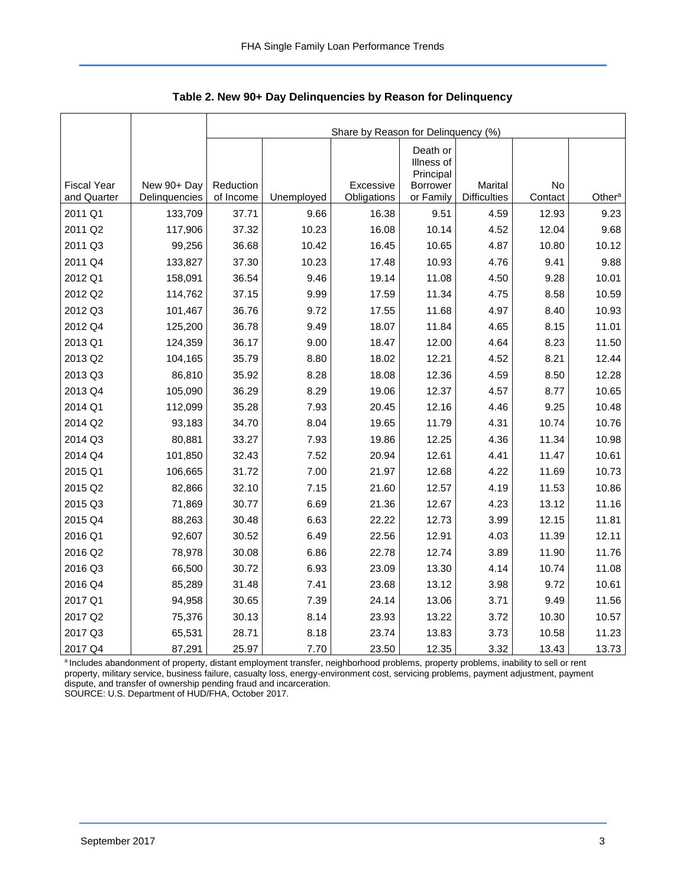**Table 2. New 90+ Day Delinquencies by Reason for Delinquency**

| | | Share by Reason for Delinquency (%) | | | | | | |
|---|---|---|---|---|---|---|---|---|
| Fiscal Year and Quarter | New 90+ Day Delinquencies | Reduction of Income | Unemployed | Excessive Obligations | Death or Illness of Principal Borrower or Family | Marital Difficulties | No Contact | Other[a] |
| 2011 Q1 | 133,709 | 37.71 | 9.66 | 16.38 | 9.51 | 4.59 | 12.93 | 9.23 |
| 2011 Q2 | 117,906 | 37.32 | 10.23 | 16.08 | 10.14 | 4.52 | 12.04 | 9.68 |
| 2011 Q3 | 99,256 | 36.68 | 10.42 | 16.45 | 10.65 | 4.87 | 10.80 | 10.12 |
| 2011 Q4 | 133,827 | 37.30 | 10.23 | 17.48 | 10.93 | 4.76 | 9.41 | 9.88 |
| 2012 Q1 | 158,091 | 36.54 | 9.46 | 19.14 | 11.08 | 4.50 | 9.28 | 10.01 |
| 2012 Q2 | 114,762 | 37.15 | 9.99 | 17.59 | 11.34 | 4.75 | 8.58 | 10.59 |
| 2012 Q3 | 101,467 | 36.76 | 9.72 | 17.55 | 11.68 | 4.97 | 8.40 | 10.93 |
| 2012 Q4 | 125,200 | 36.78 | 9.49 | 18.07 | 11.84 | 4.65 | 8.15 | 11.01 |
| 2013 Q1 | 124,359 | 36.17 | 9.00 | 18.47 | 12.00 | 4.64 | 8.23 | 11.50 |
| 2013 Q2 | 104,165 | 35.79 | 8.80 | 18.02 | 12.21 | 4.52 | 8.21 | 12.44 |
| 2013 Q3 | 86,810 | 35.92 | 8.28 | 18.08 | 12.36 | 4.59 | 8.50 | 12.28 |
| 2013 Q4 | 105,090 | 36.29 | 8.29 | 19.06 | 12.37 | 4.57 | 8.77 | 10.65 |
| 2014 Q1 | 112,099 | 35.28 | 7.93 | 20.45 | 12.16 | 4.46 | 9.25 | 10.48 |
| 2014 Q2 | 93,183 | 34.70 | 8.04 | 19.65 | 11.79 | 4.31 | 10.74 | 10.76 |
| 2014 Q3 | 80,881 | 33.27 | 7.93 | 19.86 | 12.25 | 4.36 | 11.34 | 10.98 |
| 2014 Q4 | 101,850 | 32.43 | 7.52 | 20.94 | 12.61 | 4.41 | 11.47 | 10.61 |
| 2015 Q1 | 106,665 | 31.72 | 7.00 | 21.97 | 12.68 | 4.22 | 11.69 | 10.73 |
| 2015 Q2 | 82,866 | 32.10 | 7.15 | 21.60 | 12.57 | 4.19 | 11.53 | 10.86 |
| 2015 Q3 | 71,869 | 30.77 | 6.69 | 21.36 | 12.67 | 4.23 | 13.12 | 11.16 |
| 2015 Q4 | 88,263 | 30.48 | 6.63 | 22.22 | 12.73 | 3.99 | 12.15 | 11.81 |
| 2016 Q1 | 92,607 | 30.52 | 6.49 | 22.56 | 12.91 | 4.03 | 11.39 | 12.11 |
| 2016 Q2 | 78,978 | 30.08 | 6.86 | 22.78 | 12.74 | 3.89 | 11.90 | 11.76 |
| 2016 Q3 | 66,500 | 30.72 | 6.93 | 23.09 | 13.30 | 4.14 | 10.74 | 11.08 |
| 2016 Q4 | 85,289 | 31.48 | 7.41 | 23.68 | 13.12 | 3.98 | 9.72 | 10.61 |
| 2017 Q1 | 94,958 | 30.65 | 7.39 | 24.14 | 13.06 | 3.71 | 9.49 | 11.56 |
| 2017 Q2 | 75,376 | 30.13 | 8.14 | 23.93 | 13.22 | 3.72 | 10.30 | 10.57 |
| 2017 Q3 | 65,531 | 28.71 | 8.18 | 23.74 | 13.83 | 3.73 | 10.58 | 11.23 |
| 2017 Q4 | 87,291 | 25.97 | 7.70 | 23.50 | 12.35 | 3.32 | 13.43 | 13.73 |

[a] Includes abandonment of property, distant employment transfer, neighborhood problems, property problems, inability to sell or rent property, military service, business failure, casualty loss, energy-environment cost, servicing problems, payment adjustment, payment dispute, and transfer of ownership pending fraud and incarceration.

SOURCE: U.S. Department of HUD/FHA, October 2017.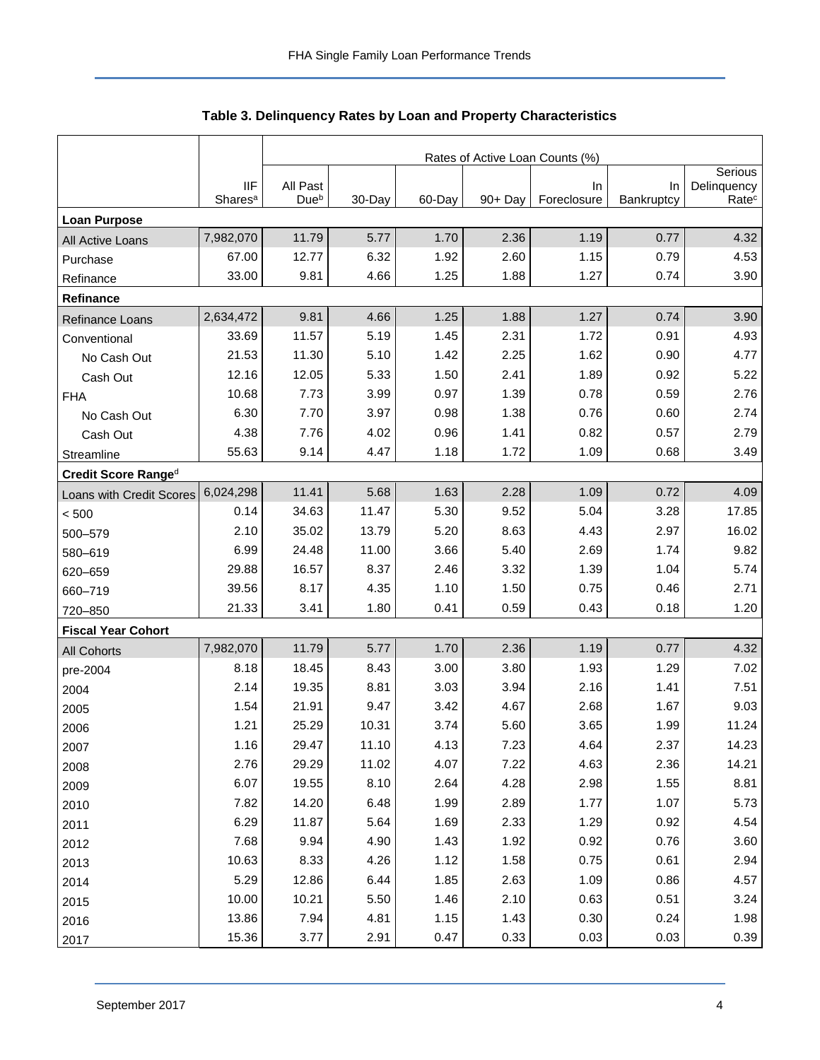## Table 3. Delinquency Rates by Loan and Property Characteristics

| | | Rates of Active Loan Counts (%) | | | | | | |
|---|---|---|---|---|---|---|---|---|
| | IIF Shares[a] | All Past Due[b] | 30-Day | 60-Day | 90+ Day | In Foreclosure | In Bankruptcy | Serious Delinquency Rate[c] |
| **Loan Purpose** | | | | | | | | |
| All Active Loans | 7,982,070 | 11.79 | 5.77 | 1.70 | 2.36 | 1.19 | 0.77 | 4.32 |
| Purchase | 67.00 | 12.77 | 6.32 | 1.92 | 2.60 | 1.15 | 0.79 | 4.53 |
| Refinance | 33.00 | 9.81 | 4.66 | 1.25 | 1.88 | 1.27 | 0.74 | 3.90 |
| **Refinance** | | | | | | | | |
| Refinance Loans | 2,634,472 | 9.81 | 4.66 | 1.25 | 1.88 | 1.27 | 0.74 | 3.90 |
| Conventional | 33.69 | 11.57 | 5.19 | 1.45 | 2.31 | 1.72 | 0.91 | 4.93 |
| No Cash Out | 21.53 | 11.30 | 5.10 | 1.42 | 2.25 | 1.62 | 0.90 | 4.77 |
| Cash Out | 12.16 | 12.05 | 5.33 | 1.50 | 2.41 | 1.89 | 0.92 | 5.22 |
| FHA | 10.68 | 7.73 | 3.99 | 0.97 | 1.39 | 0.78 | 0.59 | 2.76 |
| No Cash Out | 6.30 | 7.70 | 3.97 | 0.98 | 1.38 | 0.76 | 0.60 | 2.74 |
| Cash Out | 4.38 | 7.76 | 4.02 | 0.96 | 1.41 | 0.82 | 0.57 | 2.79 |
| Streamline | 55.63 | 9.14 | 4.47 | 1.18 | 1.72 | 1.09 | 0.68 | 3.49 |
| **Credit Score Range[d]** | | | | | | | | |
| Loans with Credit Scores | 6,024,298 | 11.41 | 5.68 | 1.63 | 2.28 | 1.09 | 0.72 | 4.09 |
| < 500 | 0.14 | 34.63 | 11.47 | 5.30 | 9.52 | 5.04 | 3.28 | 17.85 |
| 500–579 | 2.10 | 35.02 | 13.79 | 5.20 | 8.63 | 4.43 | 2.97 | 16.02 |
| 580–619 | 6.99 | 24.48 | 11.00 | 3.66 | 5.40 | 2.69 | 1.74 | 9.82 |
| 620–659 | 29.88 | 16.57 | 8.37 | 2.46 | 3.32 | 1.39 | 1.04 | 5.74 |
| 660–719 | 39.56 | 8.17 | 4.35 | 1.10 | 1.50 | 0.75 | 0.46 | 2.71 |
| 720–850 | 21.33 | 3.41 | 1.80 | 0.41 | 0.59 | 0.43 | 0.18 | 1.20 |
| **Fiscal Year Cohort** | | | | | | | | |
| All Cohorts | 7,982,070 | 11.79 | 5.77 | 1.70 | 2.36 | 1.19 | 0.77 | 4.32 |
| pre-2004 | 8.18 | 18.45 | 8.43 | 3.00 | 3.80 | 1.93 | 1.29 | 7.02 |
| 2004 | 2.14 | 19.35 | 8.81 | 3.03 | 3.94 | 2.16 | 1.41 | 7.51 |
| 2005 | 1.54 | 21.91 | 9.47 | 3.42 | 4.67 | 2.68 | 1.67 | 9.03 |
| 2006 | 1.21 | 25.29 | 10.31 | 3.74 | 5.60 | 3.65 | 1.99 | 11.24 |
| 2007 | 1.16 | 29.47 | 11.10 | 4.13 | 7.23 | 4.64 | 2.37 | 14.23 |
| 2008 | 2.76 | 29.29 | 11.02 | 4.07 | 7.22 | 4.63 | 2.36 | 14.21 |
| 2009 | 6.07 | 19.55 | 8.10 | 2.64 | 4.28 | 2.98 | 1.55 | 8.81 |
| 2010 | 7.82 | 14.20 | 6.48 | 1.99 | 2.89 | 1.77 | 1.07 | 5.73 |
| 2011 | 6.29 | 11.87 | 5.64 | 1.69 | 2.33 | 1.29 | 0.92 | 4.54 |
| 2012 | 7.68 | 9.94 | 4.90 | 1.43 | 1.92 | 0.92 | 0.76 | 3.60 |
| 2013 | 10.63 | 8.33 | 4.26 | 1.12 | 1.58 | 0.75 | 0.61 | 2.94 |
| 2014 | 5.29 | 12.86 | 6.44 | 1.85 | 2.63 | 1.09 | 0.86 | 4.57 |
| 2015 | 10.00 | 10.21 | 5.50 | 1.46 | 2.10 | 0.63 | 0.51 | 3.24 |
| 2016 | 13.86 | 7.94 | 4.81 | 1.15 | 1.43 | 0.30 | 0.24 | 1.98 |
| 2017 | 15.36 | 3.77 | 2.91 | 0.47 | 0.33 | 0.03 | 0.03 | 0.39 |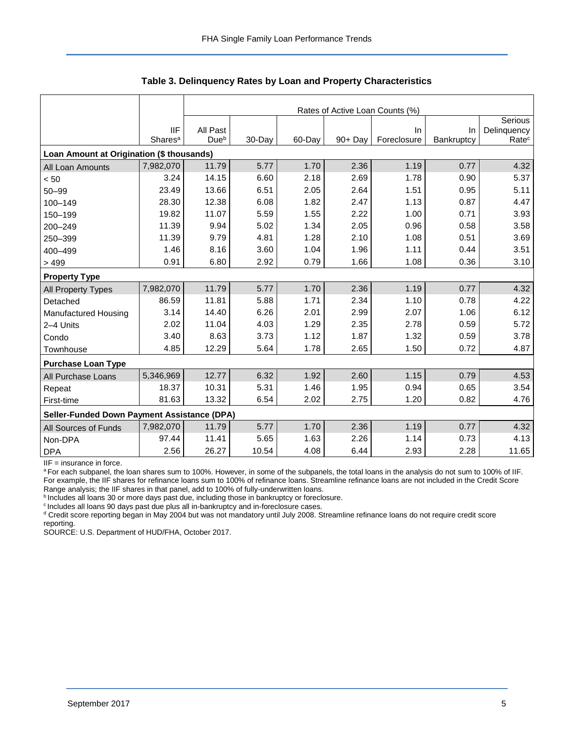### Table 3. Delinquency Rates by Loan and Property Characteristics

| | | Rates of Active Loan Counts (%) | | | | | | |
|---|---|---|---|---|---|---|---|---|
| | IIF Shares[a] | All Past Due[b] | 30-Day | 60-Day | 90+ Day | In Foreclosure | In Bankruptcy | Serious Delinquency Rate[c] |
| **Loan Amount at Origination ($ thousands)** | | | | | | | | |
| All Loan Amounts | 7,982,070 | 11.79 | 5.77 | 1.70 | 2.36 | 1.19 | 0.77 | 4.32 |
| < 50 | 3.24 | 14.15 | 6.60 | 2.18 | 2.69 | 1.78 | 0.90 | 5.37 |
| 50–99 | 23.49 | 13.66 | 6.51 | 2.05 | 2.64 | 1.51 | 0.95 | 5.11 |
| 100–149 | 28.30 | 12.38 | 6.08 | 1.82 | 2.47 | 1.13 | 0.87 | 4.47 |
| 150–199 | 19.82 | 11.07 | 5.59 | 1.55 | 2.22 | 1.00 | 0.71 | 3.93 |
| 200–249 | 11.39 | 9.94 | 5.02 | 1.34 | 2.05 | 0.96 | 0.58 | 3.58 |
| 250–399 | 11.39 | 9.79 | 4.81 | 1.28 | 2.10 | 1.08 | 0.51 | 3.69 |
| 400–499 | 1.46 | 8.16 | 3.60 | 1.04 | 1.96 | 1.11 | 0.44 | 3.51 |
| > 499 | 0.91 | 6.80 | 2.92 | 0.79 | 1.66 | 1.08 | 0.36 | 3.10 |
| **Property Type** | | | | | | | | |
| All Property Types | 7,982,070 | 11.79 | 5.77 | 1.70 | 2.36 | 1.19 | 0.77 | 4.32 |
| Detached | 86.59 | 11.81 | 5.88 | 1.71 | 2.34 | 1.10 | 0.78 | 4.22 |
| Manufactured Housing | 3.14 | 14.40 | 6.26 | 2.01 | 2.99 | 2.07 | 1.06 | 6.12 |
| 2–4 Units | 2.02 | 11.04 | 4.03 | 1.29 | 2.35 | 2.78 | 0.59 | 5.72 |
| Condo | 3.40 | 8.63 | 3.73 | 1.12 | 1.87 | 1.32 | 0.59 | 3.78 |
| Townhouse | 4.85 | 12.29 | 5.64 | 1.78 | 2.65 | 1.50 | 0.72 | 4.87 |
| **Purchase Loan Type** | | | | | | | | |
| All Purchase Loans | 5,346,969 | 12.77 | 6.32 | 1.92 | 2.60 | 1.15 | 0.79 | 4.53 |
| Repeat | 18.37 | 10.31 | 5.31 | 1.46 | 1.95 | 0.94 | 0.65 | 3.54 |
| First-time | 81.63 | 13.32 | 6.54 | 2.02 | 2.75 | 1.20 | 0.82 | 4.76 |
| **Seller-Funded Down Payment Assistance (DPA)** | | | | | | | | |
| All Sources of Funds | 7,982,070 | 11.79 | 5.77 | 1.70 | 2.36 | 1.19 | 0.77 | 4.32 |
| Non-DPA | 97.44 | 11.41 | 5.65 | 1.63 | 2.26 | 1.14 | 0.73 | 4.13 |
| DPA | 2.56 | 26.27 | 10.54 | 4.08 | 6.44 | 2.93 | 2.28 | 11.65 |

IIF = insurance in force.

[a] For each subpanel, the loan shares sum to 100%. However, in some of the subpanels, the total loans in the analysis do not sum to 100% of IIF. For example, the IIF shares for refinance loans sum to 100% of refinance loans. Streamline refinance loans are not included in the Credit Score Range analysis; the IIF shares in that panel, add to 100% of fully-underwritten loans.

[b] Includes all loans 30 or more days past due, including those in bankruptcy or foreclosure.

[c] Includes all loans 90 days past due plus all in-bankruptcy and in-foreclosure cases.

[d] Credit score reporting began in May 2004 but was not mandatory until July 2008. Streamline refinance loans do not require credit score reporting.

SOURCE: U.S. Department of HUD/FHA, October 2017.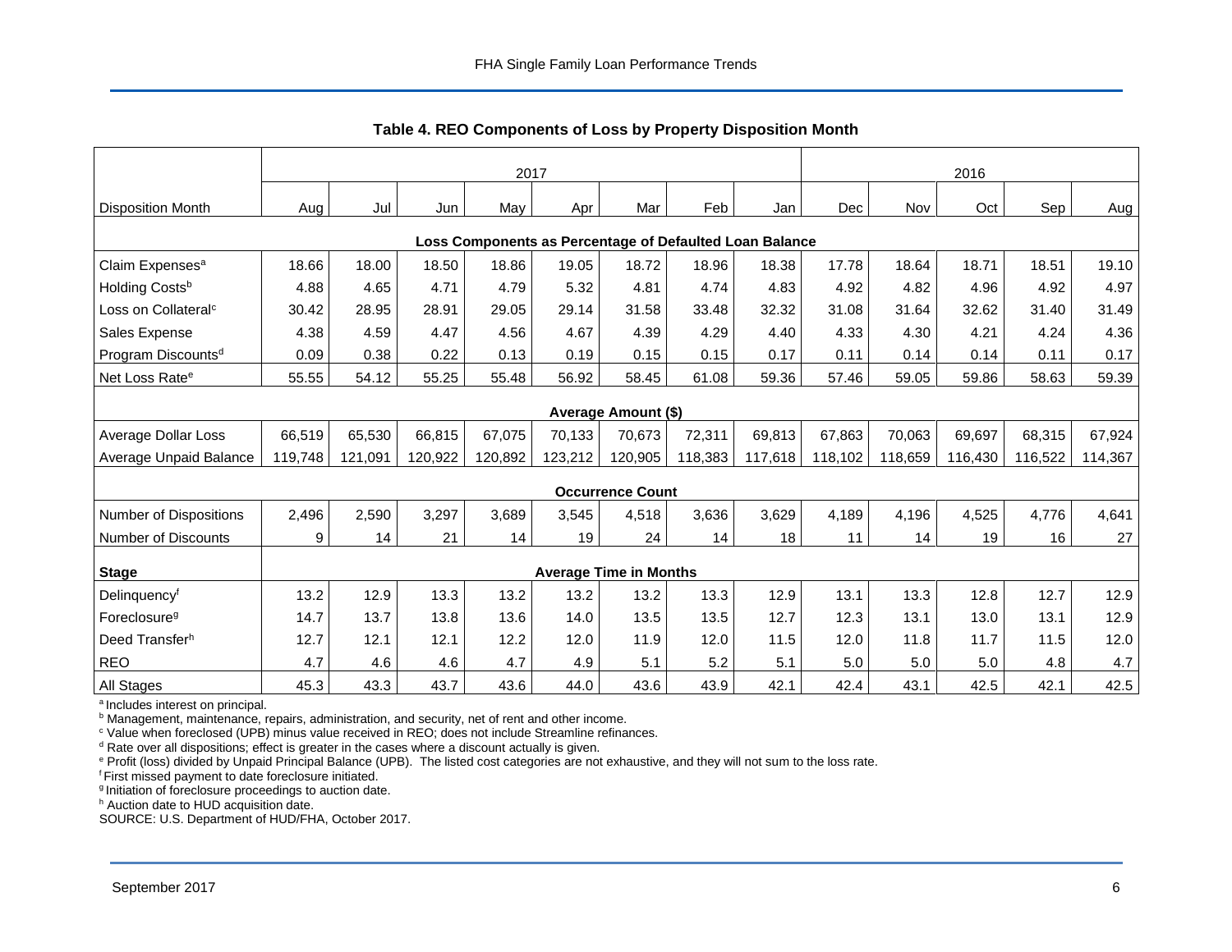## Table 4. REO Components of Loss by Property Disposition Month

| | 2017 | | | | | | | | 2016 | | | | |
|---|---|---|---|---|---|---|---|---|---|---|---|---|---|
| Disposition Month | Aug | Jul | Jun | May | Apr | Mar | Feb | Jan | Dec | Nov | Oct | Sep | Aug |
| **Loss Components as Percentage of Defaulted Loan Balance** | | | | | | | | | | | | | |
| Claim Expenses[a] | 18.66 | 18.00 | 18.50 | 18.86 | 19.05 | 18.72 | 18.96 | 18.38 | 17.78 | 18.64 | 18.71 | 18.51 | 19.10 |
| Holding Costs[b] | 4.88 | 4.65 | 4.71 | 4.79 | 5.32 | 4.81 | 4.74 | 4.83 | 4.92 | 4.82 | 4.96 | 4.92 | 4.97 |
| Loss on Collateral[c] | 30.42 | 28.95 | 28.91 | 29.05 | 29.14 | 31.58 | 33.48 | 32.32 | 31.08 | 31.64 | 32.62 | 31.40 | 31.49 |
| Sales Expense | 4.38 | 4.59 | 4.47 | 4.56 | 4.67 | 4.39 | 4.29 | 4.40 | 4.33 | 4.30 | 4.21 | 4.24 | 4.36 |
| Program Discounts[d] | 0.09 | 0.38 | 0.22 | 0.13 | 0.19 | 0.15 | 0.15 | 0.17 | 0.11 | 0.14 | 0.14 | 0.11 | 0.17 |
| Net Loss Rate[e] | 55.55 | 54.12 | 55.25 | 55.48 | 56.92 | 58.45 | 61.08 | 59.36 | 57.46 | 59.05 | 59.86 | 58.63 | 59.39 |
| **Average Amount ($)** | | | | | | | | | | | | | |
| Average Dollar Loss | 66,519 | 65,530 | 66,815 | 67,075 | 70,133 | 70,673 | 72,311 | 69,813 | 67,863 | 70,063 | 69,697 | 68,315 | 67,924 |
| Average Unpaid Balance | 119,748 | 121,091 | 120,922 | 120,892 | 123,212 | 120,905 | 118,383 | 117,618 | 118,102 | 118,659 | 116,430 | 116,522 | 114,367 |
| **Occurrence Count** | | | | | | | | | | | | | |
| Number of Dispositions | 2,496 | 2,590 | 3,297 | 3,689 | 3,545 | 4,518 | 3,636 | 3,629 | 4,189 | 4,196 | 4,525 | 4,776 | 4,641 |
| Number of Discounts | 9 | 14 | 21 | 14 | 19 | 24 | 14 | 18 | 11 | 14 | 19 | 16 | 27 |
| **Stage** | **Average Time in Months** | | | | | | | | | | | | |
| Delinquency[f] | 13.2 | 12.9 | 13.3 | 13.2 | 13.2 | 13.2 | 13.3 | 12.9 | 13.1 | 13.3 | 12.8 | 12.7 | 12.9 |
| Foreclosure[g] | 14.7 | 13.7 | 13.8 | 13.6 | 14.0 | 13.5 | 13.5 | 12.7 | 12.3 | 13.1 | 13.0 | 13.1 | 12.9 |
| Deed Transfer[h] | 12.7 | 12.1 | 12.1 | 12.2 | 12.0 | 11.9 | 12.0 | 11.5 | 12.0 | 11.8 | 11.7 | 11.5 | 12.0 |
| REO | 4.7 | 4.6 | 4.6 | 4.7 | 4.9 | 5.1 | 5.2 | 5.1 | 5.0 | 5.0 | 5.0 | 4.8 | 4.7 |
| All Stages | 45.3 | 43.3 | 43.7 | 43.6 | 44.0 | 43.6 | 43.9 | 42.1 | 42.4 | 43.1 | 42.5 | 42.1 | 42.5 |

[a] Includes interest on principal.
[b] Management, maintenance, repairs, administration, and security, net of rent and other income.
[c] Value when foreclosed (UPB) minus value received in REO; does not include Streamline refinances.
[d] Rate over all dispositions; effect is greater in the cases where a discount actually is given.
[e] Profit (loss) divided by Unpaid Principal Balance (UPB). The listed cost categories are not exhaustive, and they will not sum to the loss rate.
[f] First missed payment to date foreclosure initiated.
[g] Initiation of foreclosure proceedings to auction date.
[h] Auction date to HUD acquisition date.
SOURCE: U.S. Department of HUD/FHA, October 2017.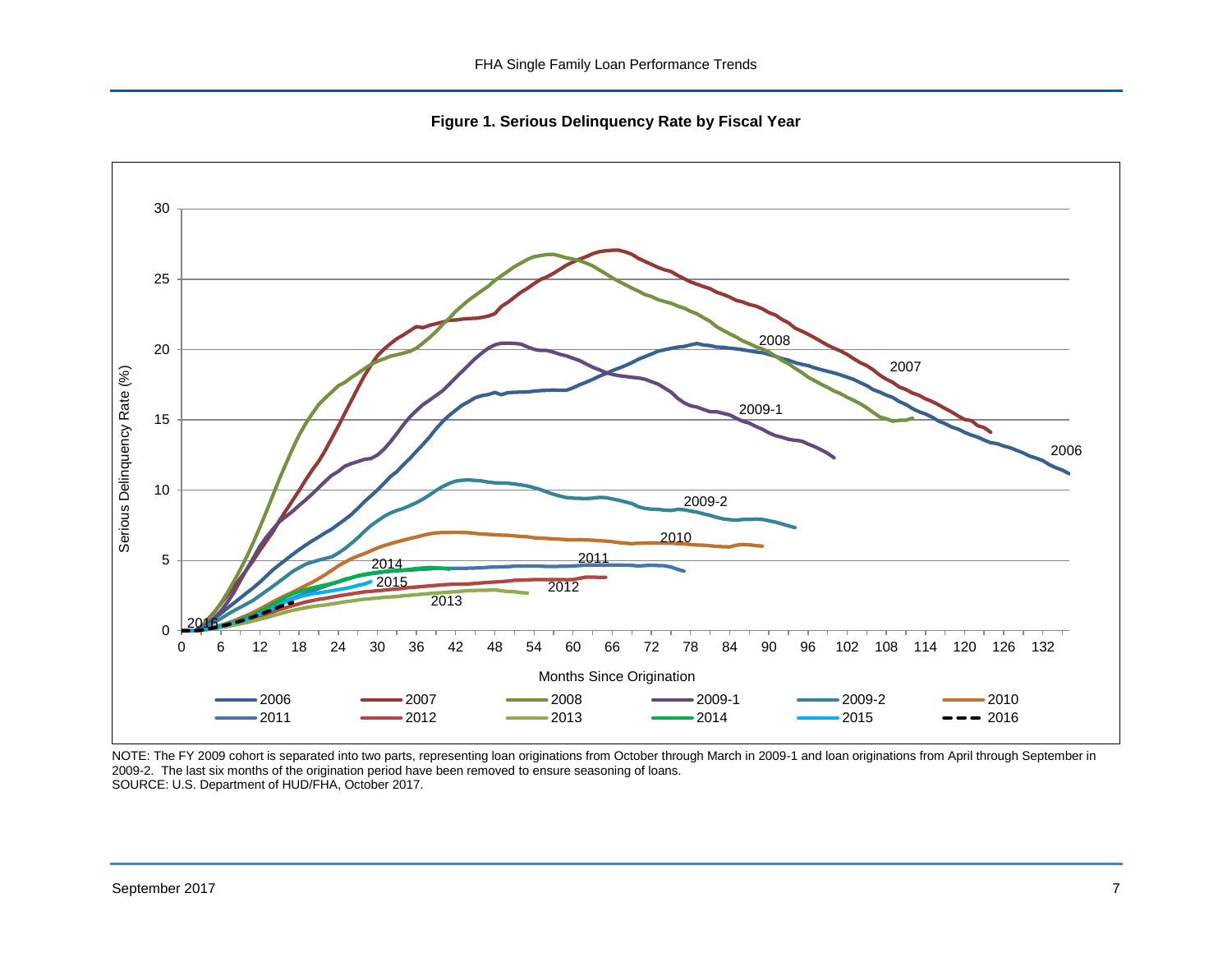**Figure 1. Serious Delinquency Rate by Fiscal Year**

Serious Delinquency Rate (%)

30
25
20
15
10
5
0

0 6 12 18 24 30 36 42 48 54 60 66 72 78 84 90 96 102 108 114 120 126 132

Months Since Origination

2008
2007
2009-1
2006
2009-2
2010
2011
2014
2015
2012
2013
2016

2006 2007 2008 2009-1 2009-2 2010
2011 2012 2013 2014 2015 2016

NOTE: The FY 2009 cohort is separated into two parts, representing loan originations from October through March in 2009-1 and loan originations from April through September in 2009-2. The last six months of the origination period have been removed to ensure seasoning of loans.
SOURCE: U.S. Department of HUD/FHA, October 2017.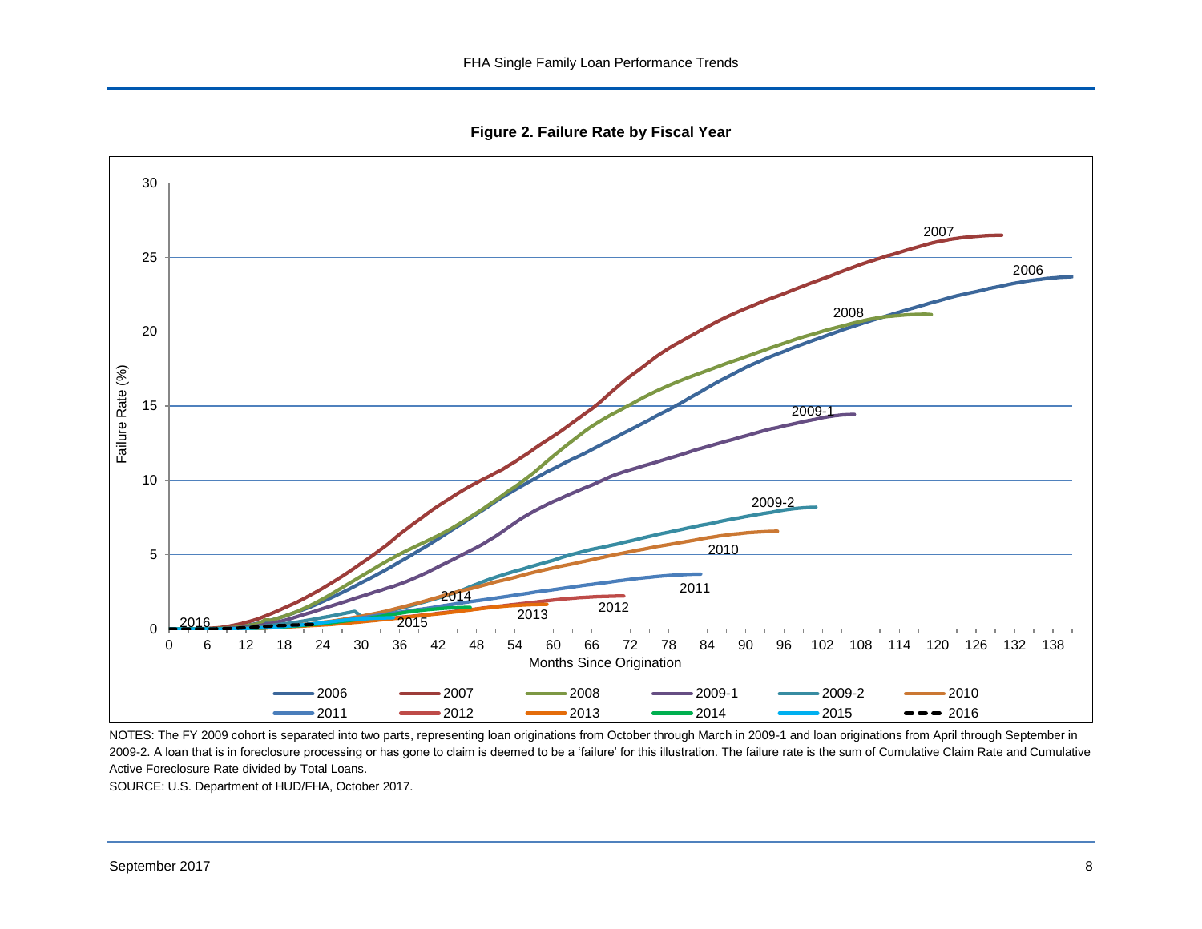**Figure 2. Failure Rate by Fiscal Year**

Failure Rate (%)

30
25
20
15
10
5
0

0 6 12 18 24 30 36 42 48 54 60 66 72 78 84 90 96 102 108 114 120 126 132 138

Months Since Origination

2007
2006
2008
2009-1
2009-2
2010
2011
2012
2013
2014
2015
2016

2006 2007 2008 2009-1 2009-2 2010
2011 2012 2013 2014 2015 2016

NOTES: The FY 2009 cohort is separated into two parts, representing loan originations from October through March in 2009-1 and loan originations from April through September in 2009-2. A loan that is in foreclosure processing or has gone to claim is deemed to be a 'failure' for this illustration. The failure rate is the sum of Cumulative Claim Rate and Cumulative Active Foreclosure Rate divided by Total Loans.

SOURCE: U.S. Department of HUD/FHA, October 2017.